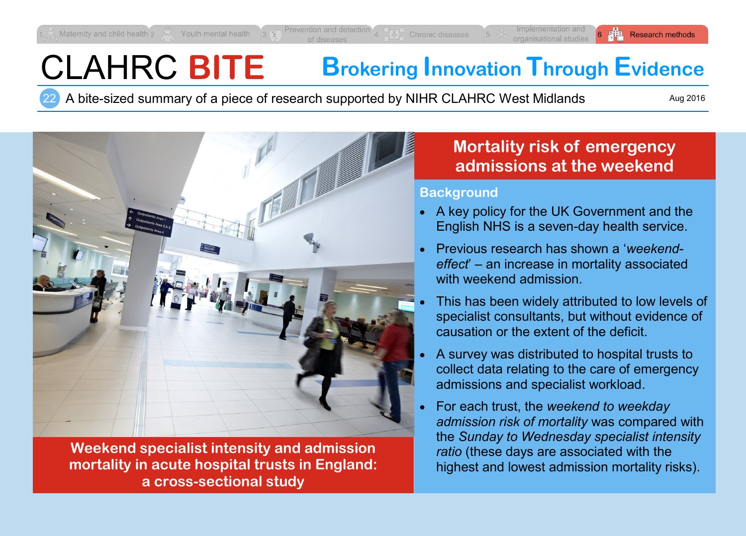1 Maternity and child health 2 Youth mental health 3 Prevention and detection of diseases 4 Chronic diseases 5 Implementation and organisational studies 6 Research methods

# CLAHRC BITE

**Brokering Innovation Through Evidence**

22 A bite-sized summary of a piece of research supported by NIHR CLAHRC West Midlands

Aug 2016

**Weekend specialist intensity and admission mortality in acute hospital trusts in England: a cross-sectional study**

## Mortality risk of emergency admissions at the weekend

### Background

- A key policy for the UK Government and the English NHS is a seven-day health service.
- Previous research has shown a '*weekend-effect*' – an increase in mortality associated with weekend admission.
- This has been widely attributed to low levels of specialist consultants, but without evidence of causation or the extent of the deficit.
- A survey was distributed to hospital trusts to collect data relating to the care of emergency admissions and specialist workload.
- For each trust, the *weekend to weekday admission risk of mortality* was compared with the *Sunday to Wednesday specialist intensity ratio* (these days are associated with the highest and lowest admission mortality risks).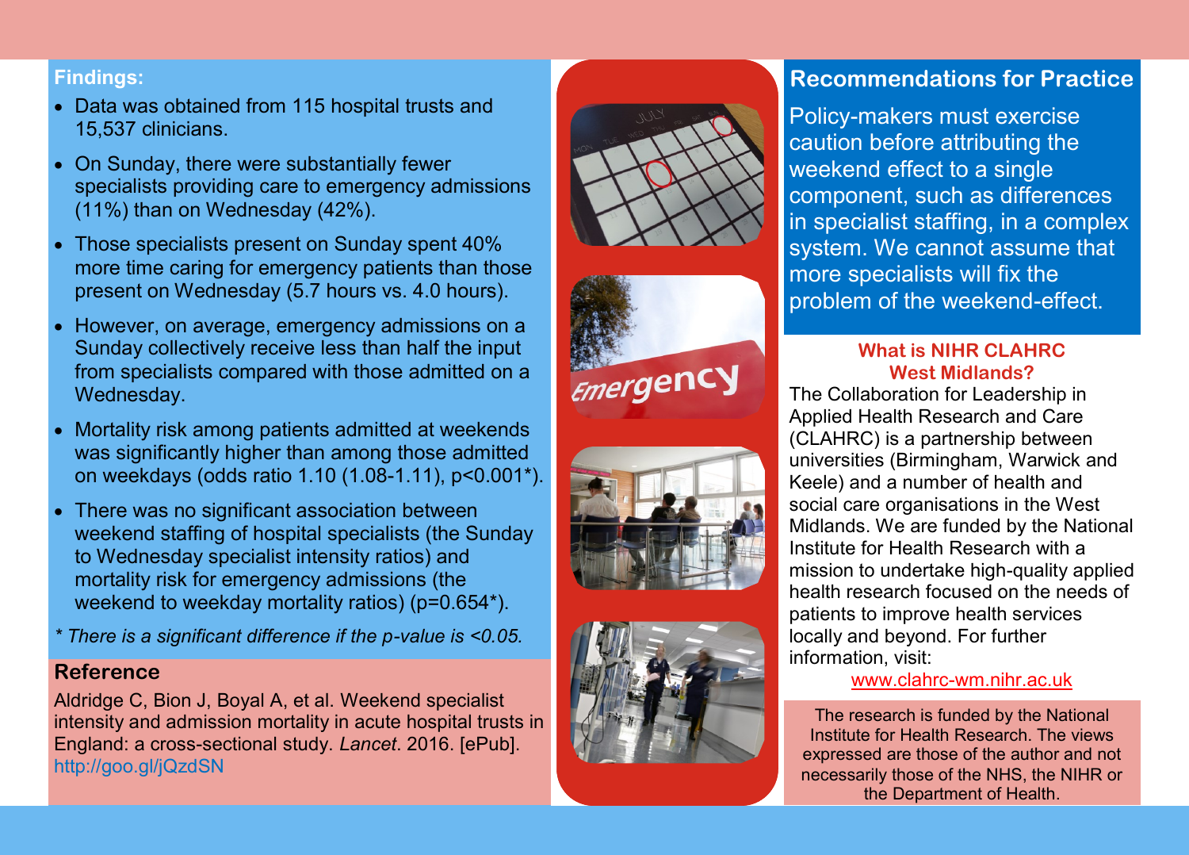**Findings:**

- Data was obtained from 115 hospital trusts and 15,537 clinicians.
- On Sunday, there were substantially fewer specialists providing care to emergency admissions (11%) than on Wednesday (42%).
- Those specialists present on Sunday spent 40% more time caring for emergency patients than those present on Wednesday (5.7 hours vs. 4.0 hours).
- However, on average, emergency admissions on a Sunday collectively receive less than half the input from specialists compared with those admitted on a Wednesday.
- Mortality risk among patients admitted at weekends was significantly higher than among those admitted on weekdays (odds ratio 1.10 (1.08-1.11), $p<0.001$*).
- There was no significant association between weekend staffing of hospital specialists (the Sunday to Wednesday specialist intensity ratios) and mortality risk for emergency admissions (the weekend to weekday mortality ratios) ($p=0.654$*).

*\* There is a significant difference if the p-value is <0.05.*

## Reference

Aldridge C, Bion J, Boyal A, et al. Weekend specialist intensity and admission mortality in acute hospital trusts in England: a cross-sectional study. *Lancet*. 2016. [ePub]. http://goo.gl/jQzdSN

## Recommendations for Practice

Policy-makers must exercise caution before attributing the weekend effect to a single component, such as differences in specialist staffing, in a complex system. We cannot assume that more specialists will fix the problem of the weekend-effect.

### What is NIHR CLAHRC West Midlands?

The Collaboration for Leadership in Applied Health Research and Care (CLAHRC) is a partnership between universities (Birmingham, Warwick and Keele) and a number of health and social care organisations in the West Midlands. We are funded by the National Institute for Health Research with a mission to undertake high-quality applied health research focused on the needs of patients to improve health services locally and beyond. For further information, visit:

www.clahrc-wm.nihr.ac.uk

The research is funded by the National Institute for Health Research. The views expressed are those of the author and not necessarily those of the NHS, the NIHR or the Department of Health.